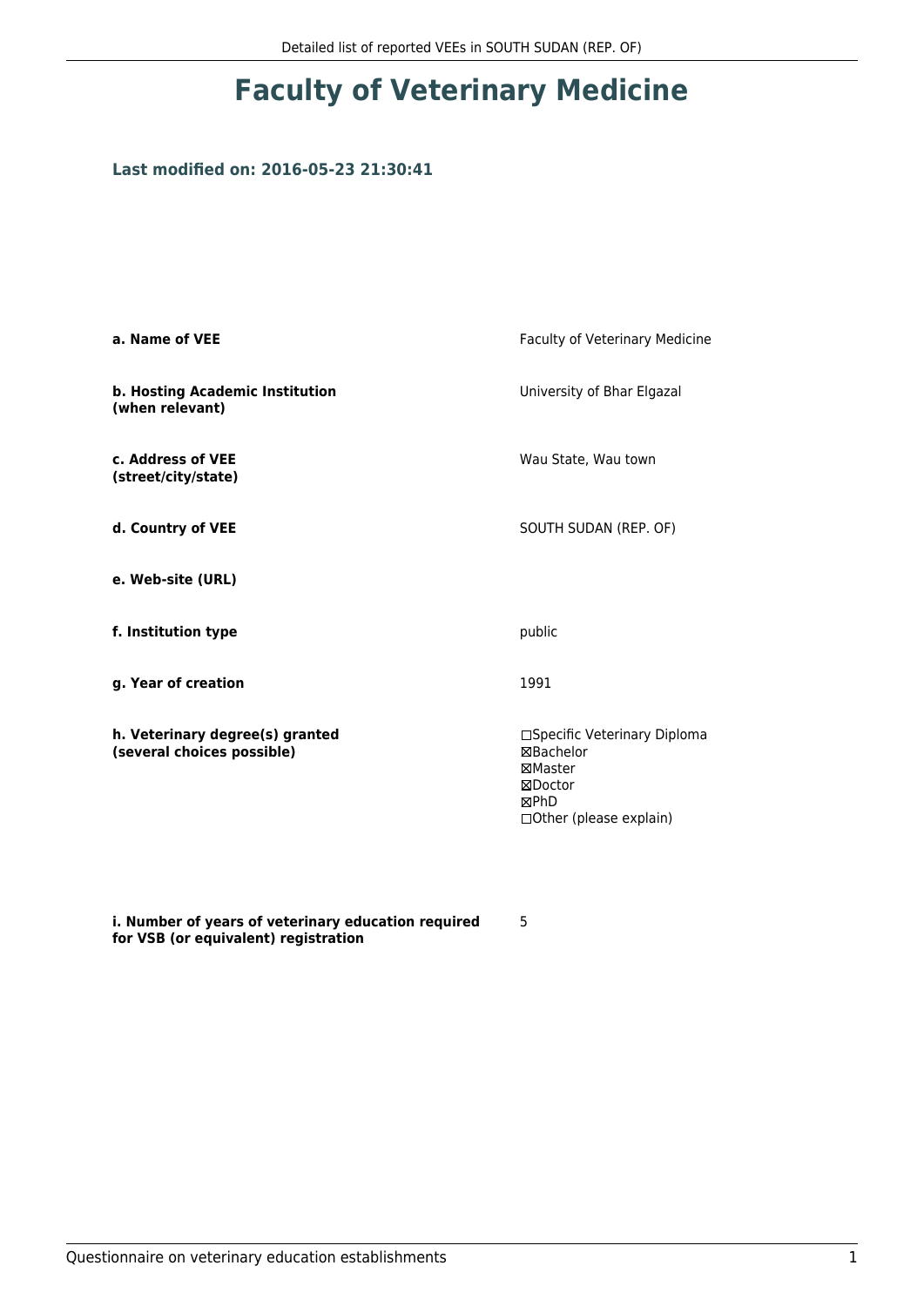# Faculty of Veterinary Medicine

### Last modified on: 2016-05-23 21:30:41

| | |
|---|---|
| **a. Name of VEE** | Faculty of Veterinary Medicine |
| **b. Hosting Academic Institution (when relevant)** | University of Bhar Elgazal |
| **c. Address of VEE (street/city/state)** | Wau State, Wau town |
| **d. Country of VEE** | SOUTH SUDAN (REP. OF) |
| **e. Web-site (URL)** | |
| **f. Institution type** | public |
| **g. Year of creation** | 1991 |
| **h. Veterinary degree(s) granted (several choices possible)** | ☐Specific Veterinary Diploma<br>☒Bachelor<br>☒Master<br>☒Doctor<br>☒PhD<br>☐Other (please explain) |
| **i. Number of years of veterinary education required for VSB (or equivalent) registration** | 5 |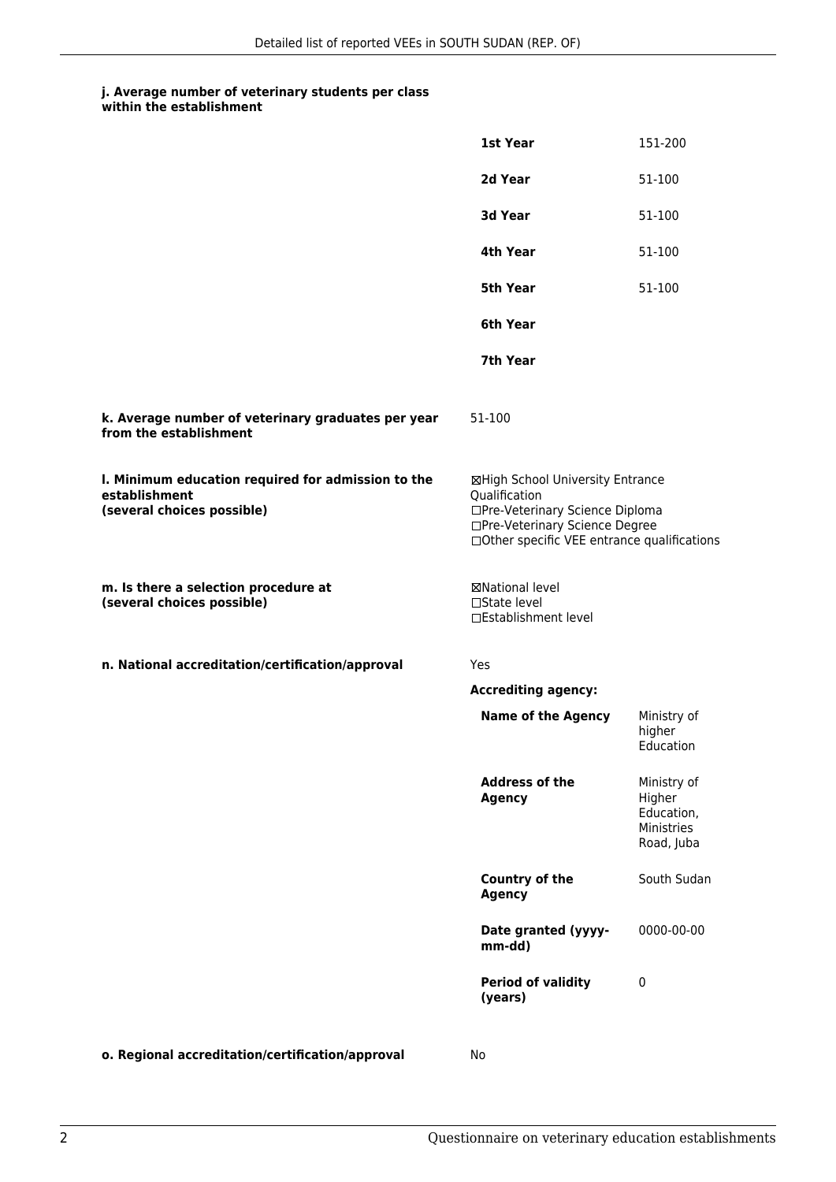**j. Average number of veterinary students per class within the establishment**

| | |
|---|---|
| **1st Year** | 151-200 |
| **2d Year** | 51-100 |
| **3d Year** | 51-100 |
| **4th Year** | 51-100 |
| **5th Year** | 51-100 |
| **6th Year** | |
| **7th Year** | |

**k. Average number of veterinary graduates per year from the establishment**

51-100

**l. Minimum education required for admission to the establishment (several choices possible)**

☒High School University Entrance Qualification
☐Pre-Veterinary Science Diploma
☐Pre-Veterinary Science Degree
☐Other specific VEE entrance qualifications

**m. Is there a selection procedure at (several choices possible)**

☒National level
☐State level
☐Establishment level

**n. National accreditation/certification/approval**

Yes

**Accrediting agency:**

| | |
|---|---|
| **Name of the Agency** | Ministry of higher Education |
| **Address of the Agency** | Ministry of Higher Education, Ministries Road, Juba |
| **Country of the Agency** | South Sudan |
| **Date granted (yyyy-mm-dd)** | 0000-00-00 |
| **Period of validity (years)** | 0 |

**o. Regional accreditation/certification/approval**

No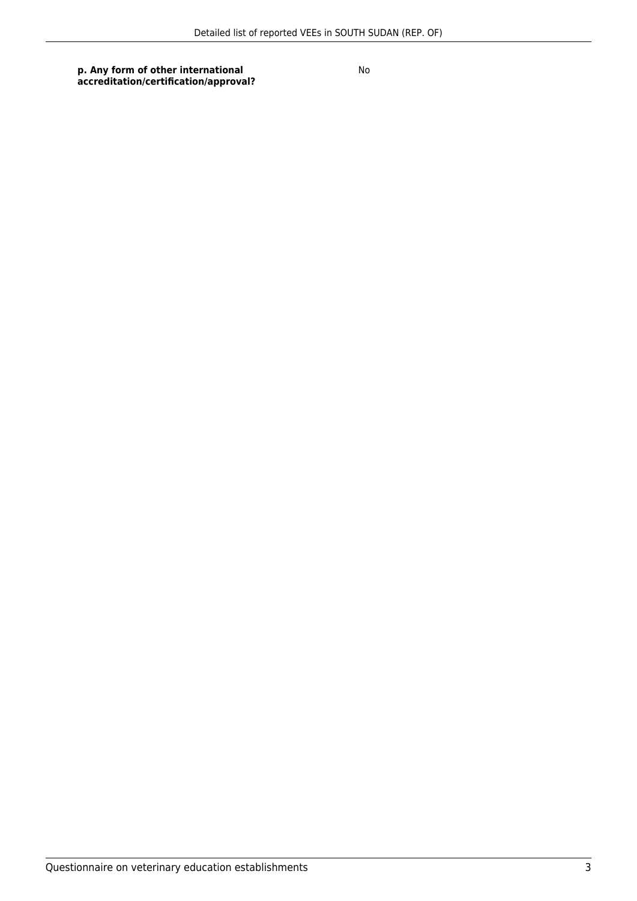| **p. Any form of other international accreditation/certification/approval?** | No |
| --- | --- |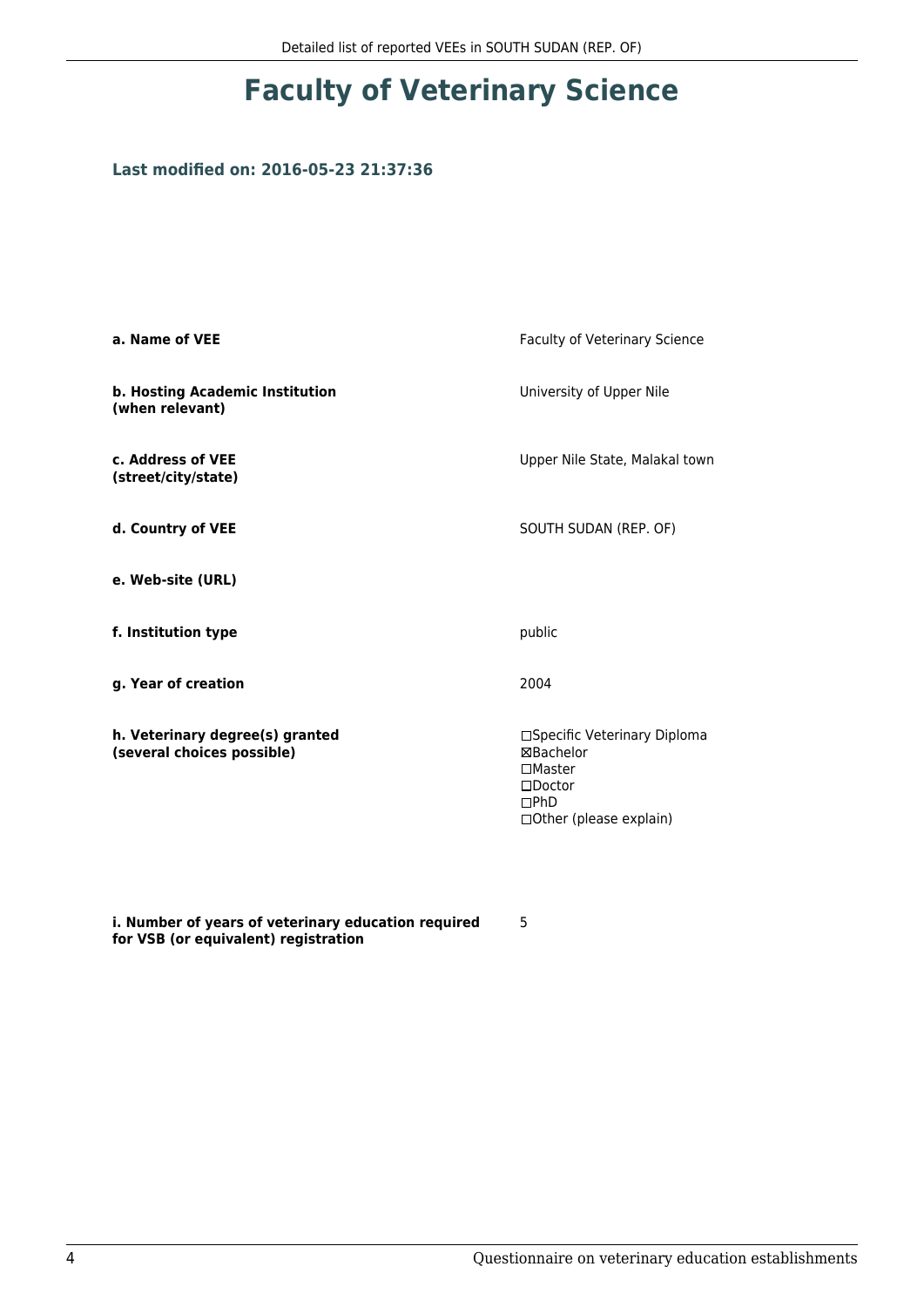# Faculty of Veterinary Science

### Last modified on: 2016-05-23 21:37:36

| | |
|---|---|
| **a. Name of VEE** | Faculty of Veterinary Science |
| **b. Hosting Academic Institution (when relevant)** | University of Upper Nile |
| **c. Address of VEE (street/city/state)** | Upper Nile State, Malakal town |
| **d. Country of VEE** | SOUTH SUDAN (REP. OF) |
| **e. Web-site (URL)** | |
| **f. Institution type** | public |
| **g. Year of creation** | 2004 |
| **h. Veterinary degree(s) granted (several choices possible)** | ☐Specific Veterinary Diploma<br>☒Bachelor<br>☐Master<br>☐Doctor<br>☐PhD<br>☐Other (please explain) |
| **i. Number of years of veterinary education required for VSB (or equivalent) registration** | 5 |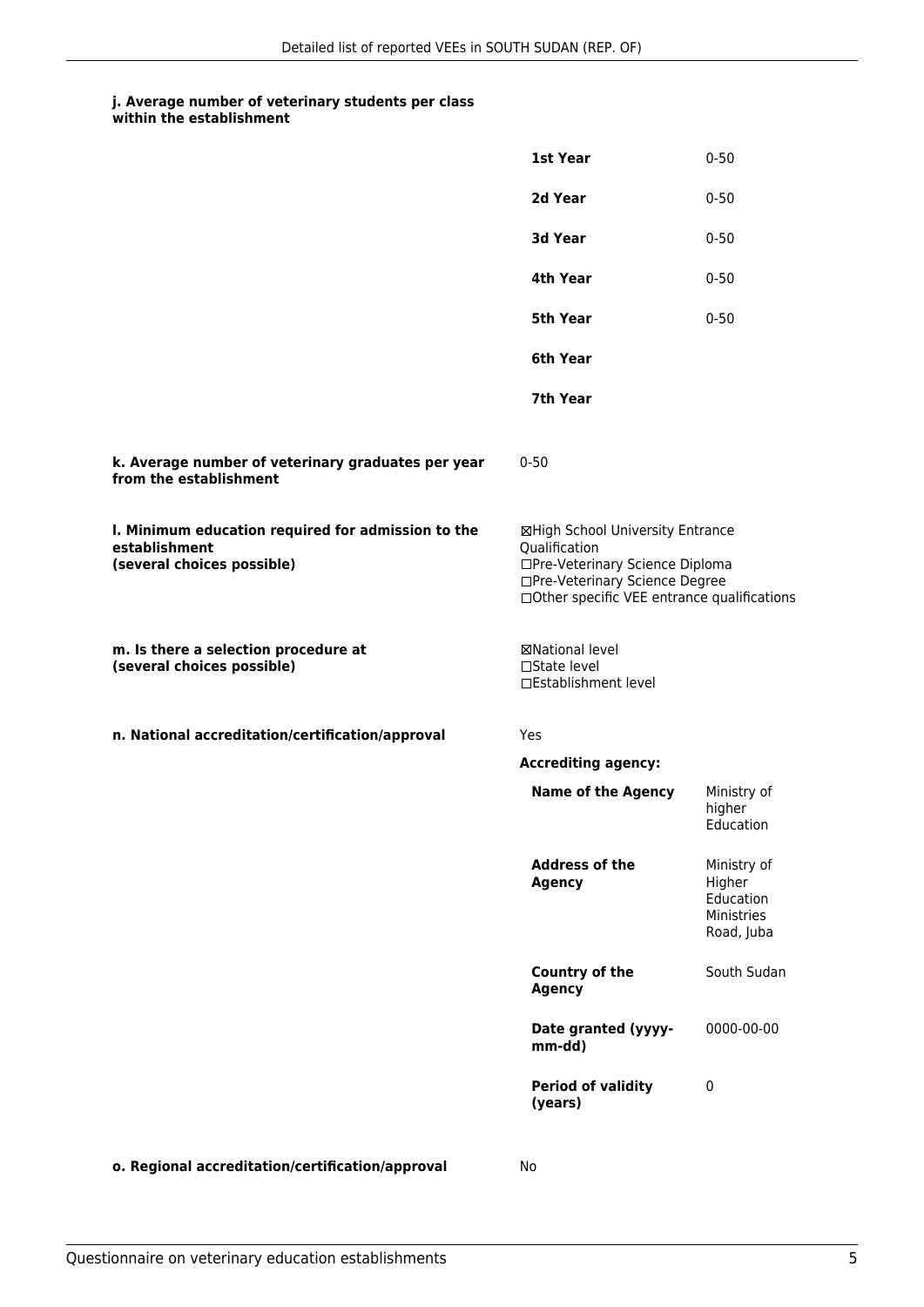**j. Average number of veterinary students per class within the establishment**

| | |
|---|---|
| **1st Year** | 0-50 |
| **2d Year** | 0-50 |
| **3d Year** | 0-50 |
| **4th Year** | 0-50 |
| **5th Year** | 0-50 |
| **6th Year** | |
| **7th Year** | |

**k. Average number of veterinary graduates per year from the establishment**

0-50

**l. Minimum education required for admission to the establishment (several choices possible)**

☒High School University Entrance Qualification
☐Pre-Veterinary Science Diploma
☐Pre-Veterinary Science Degree
☐Other specific VEE entrance qualifications

**m. Is there a selection procedure at (several choices possible)**

☒National level
☐State level
☐Establishment level

**n. National accreditation/certification/approval**

Yes

**Accrediting agency:**

| | |
|---|---|
| **Name of the Agency** | Ministry of higher Education |
| **Address of the Agency** | Ministry of Higher Education Ministries Road, Juba |
| **Country of the Agency** | South Sudan |
| **Date granted (yyyy-mm-dd)** | 0000-00-00 |
| **Period of validity (years)** | 0 |

**o. Regional accreditation/certification/approval**

No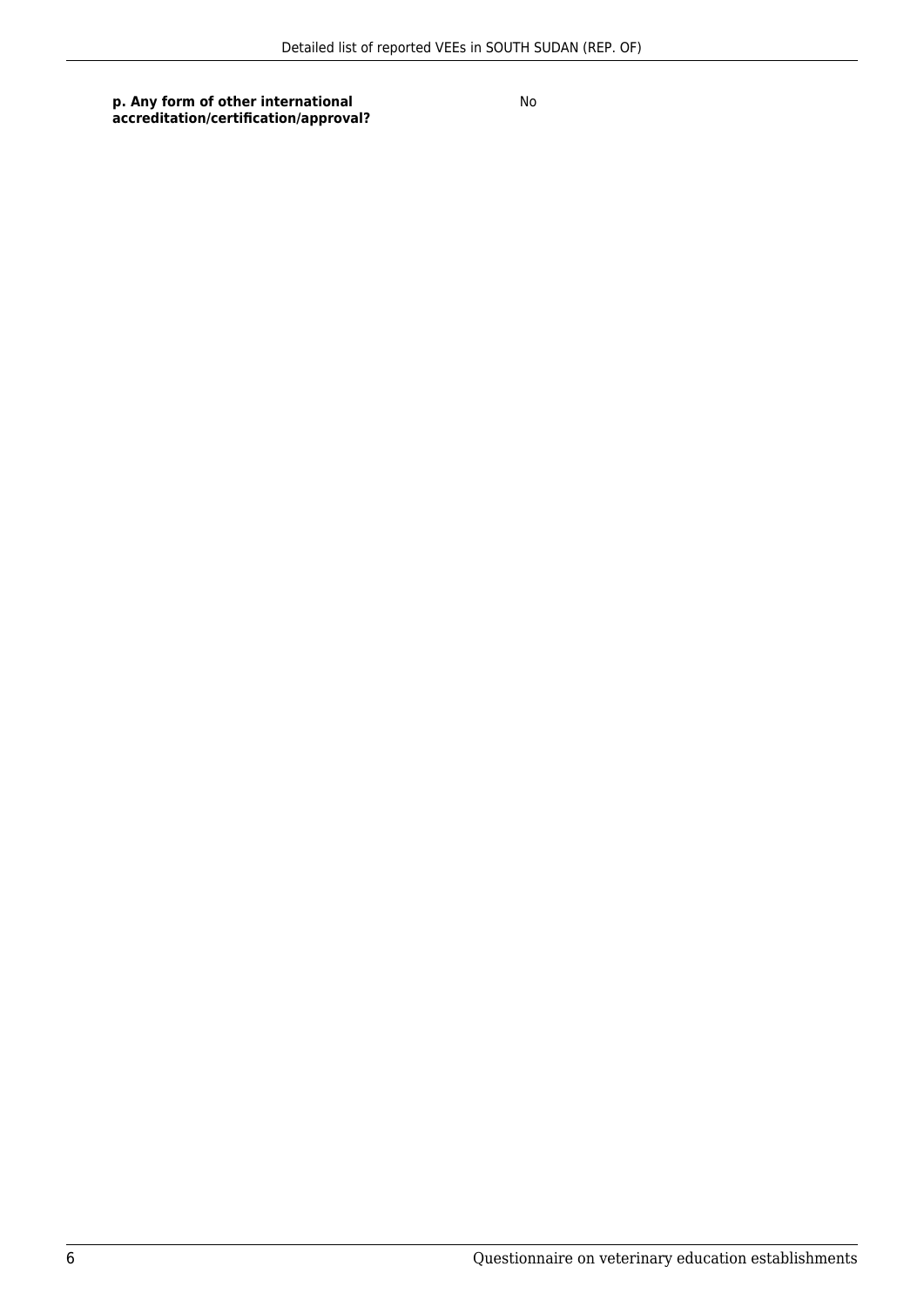| | |
|---|---|
| **p. Any form of other international accreditation/certification/approval?** | No |